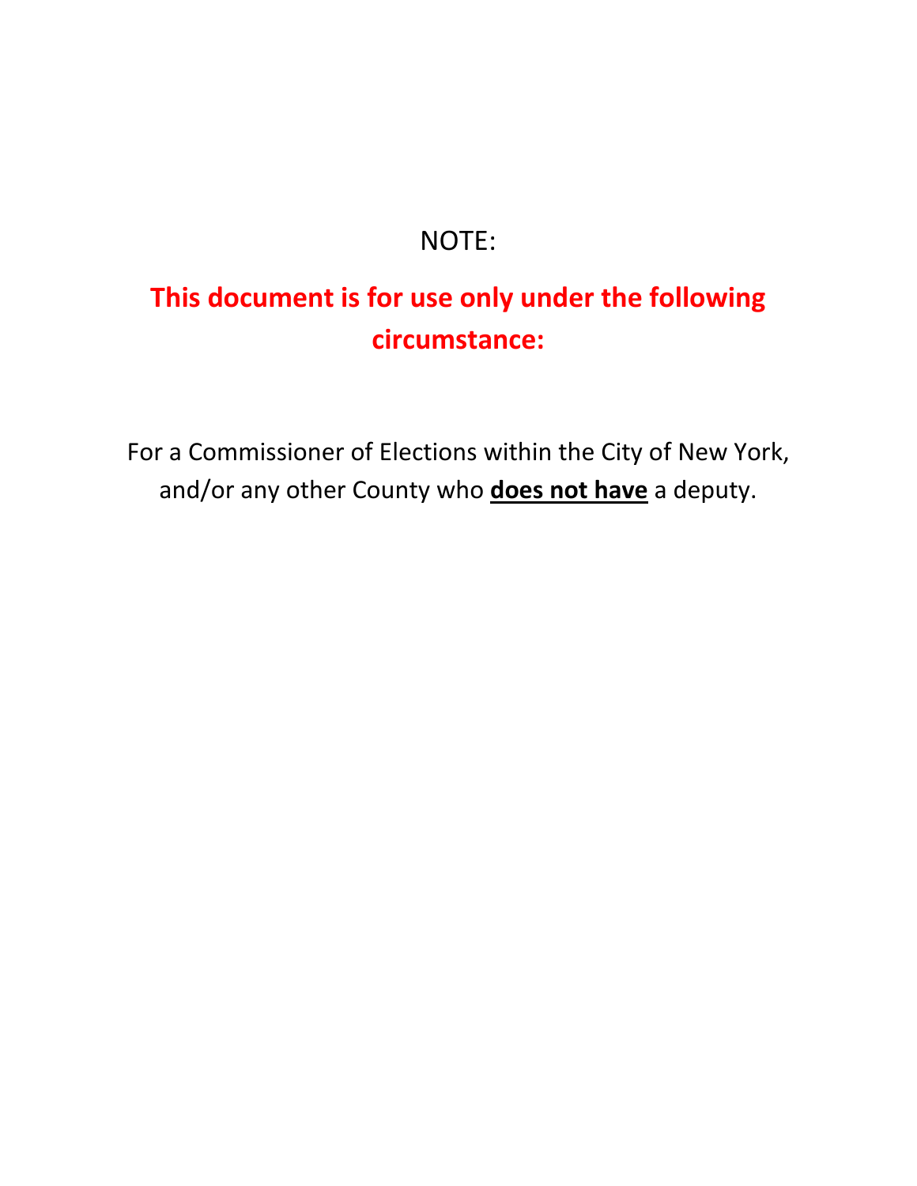NOTE:

**This document is for use only under the following circumstance:**

For a Commissioner of Elections within the City of New York, and/or any other County who **does not have** a deputy.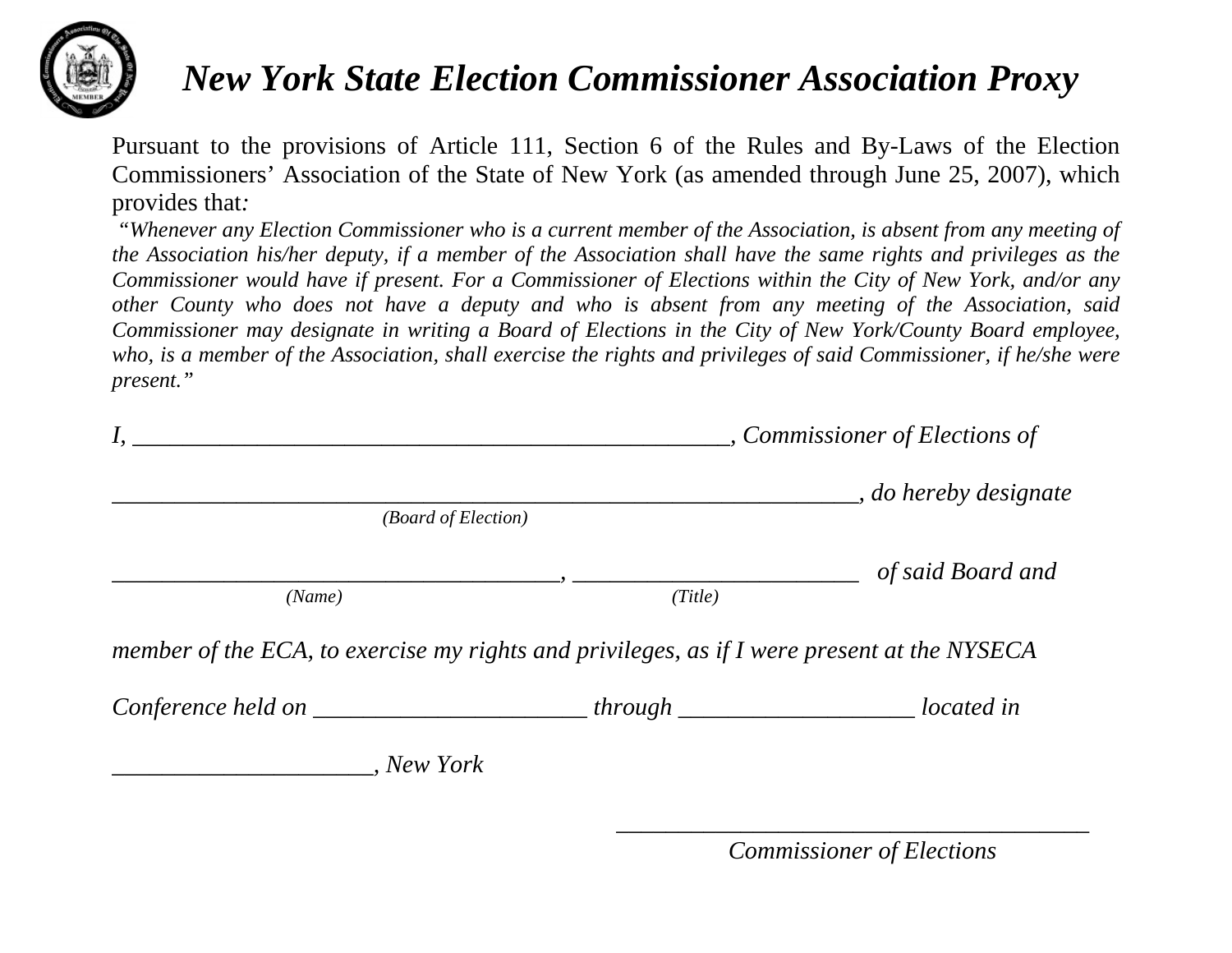# *New York State Election Commissioner Association Proxy*

Pursuant to the provisions of Article 111, Section 6 of the Rules and By-Laws of the Election Commissioners' Association of the State of New York (as amended through June 25, 2007), which provides that*:*

*"Whenever any Election Commissioner who is a current member of the Association, is absent from any meeting of the Association his/her deputy, if a member of the Association shall have the same rights and privileges as the Commissioner would have if present. For a Commissioner of Elections within the City of New York, and/or any other County who does not have a deputy and who is absent from any meeting of the Association, said Commissioner may designate in writing a Board of Elections in the City of New York/County Board employee, who, is a member of the Association, shall exercise the rights and privileges of said Commissioner, if he/she were present."*

*I, \_\_\_\_\_\_\_\_\_\_\_\_\_\_\_\_\_\_\_\_\_\_\_\_\_\_\_\_\_\_\_\_\_\_\_\_\_\_\_\_\_\_\_\_\_\_\_\_\_\_, Commissioner of Elections of*

*\_\_\_\_\_\_\_\_\_\_\_\_\_\_\_\_\_\_\_\_\_\_\_\_\_\_\_\_\_\_\_\_\_\_\_\_\_\_\_\_\_\_\_\_\_\_\_\_\_\_\_\_\_\_\_\_\_\_\_\_\_\_, do hereby designate*
*(Board of Election)*

*\_\_\_\_\_\_\_\_\_\_\_\_\_\_\_\_\_\_\_\_\_\_\_\_\_\_\_\_\_\_\_\_\_\_\_\_\_\_, \_\_\_\_\_\_\_\_\_\_\_\_\_\_\_\_\_\_\_\_\_\_\_\_ of said Board and*
*(Name) (Title)*

*member of the ECA, to exercise my rights and privileges, as if I were present at the NYSECA*

*Conference held on \_\_\_\_\_\_\_\_\_\_\_\_\_\_\_\_\_\_\_\_\_\_\_ through \_\_\_\_\_\_\_\_\_\_\_\_\_\_\_\_\_\_\_\_ located in*

*\_\_\_\_\_\_\_\_\_\_\_\_\_\_\_\_\_\_\_\_\_\_, New York*

\_\_\_\_\_\_\_\_\_\_\_\_\_\_\_\_\_\_\_\_\_\_\_\_\_\_\_\_\_\_\_\_\_\_\_\_\_\_\_\_

*Commissioner of Elections*